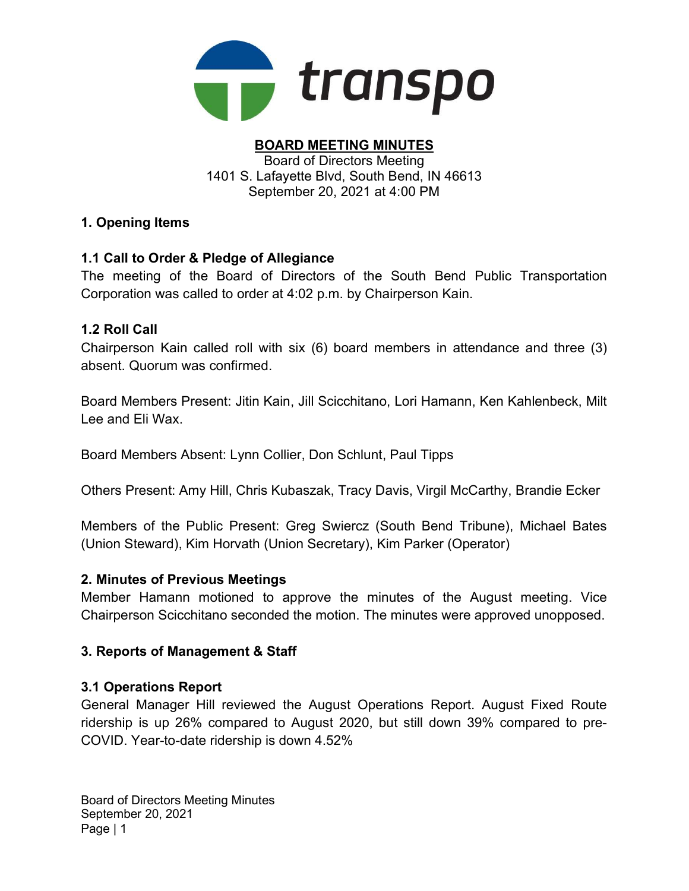transpo

# BOARD MEETING MINUTES

Board of Directors Meeting
1401 S. Lafayette Blvd, South Bend, IN 46613
September 20, 2021 at 4:00 PM

## 1. Opening Items

### 1.1 Call to Order & Pledge of Allegiance

The meeting of the Board of Directors of the South Bend Public Transportation Corporation was called to order at 4:02 p.m. by Chairperson Kain.

### 1.2 Roll Call

Chairperson Kain called roll with six (6) board members in attendance and three (3) absent. Quorum was confirmed.

Board Members Present: Jitin Kain, Jill Scicchitano, Lori Hamann, Ken Kahlenbeck, Milt Lee and Eli Wax.

Board Members Absent: Lynn Collier, Don Schlunt, Paul Tipps

Others Present: Amy Hill, Chris Kubaszak, Tracy Davis, Virgil McCarthy, Brandie Ecker

Members of the Public Present: Greg Swiercz (South Bend Tribune), Michael Bates (Union Steward), Kim Horvath (Union Secretary), Kim Parker (Operator)

## 2. Minutes of Previous Meetings

Member Hamann motioned to approve the minutes of the August meeting. Vice Chairperson Scicchitano seconded the motion. The minutes were approved unopposed.

## 3. Reports of Management & Staff

### 3.1 Operations Report

General Manager Hill reviewed the August Operations Report. August Fixed Route ridership is up 26% compared to August 2020, but still down 39% compared to pre-COVID. Year-to-date ridership is down 4.52%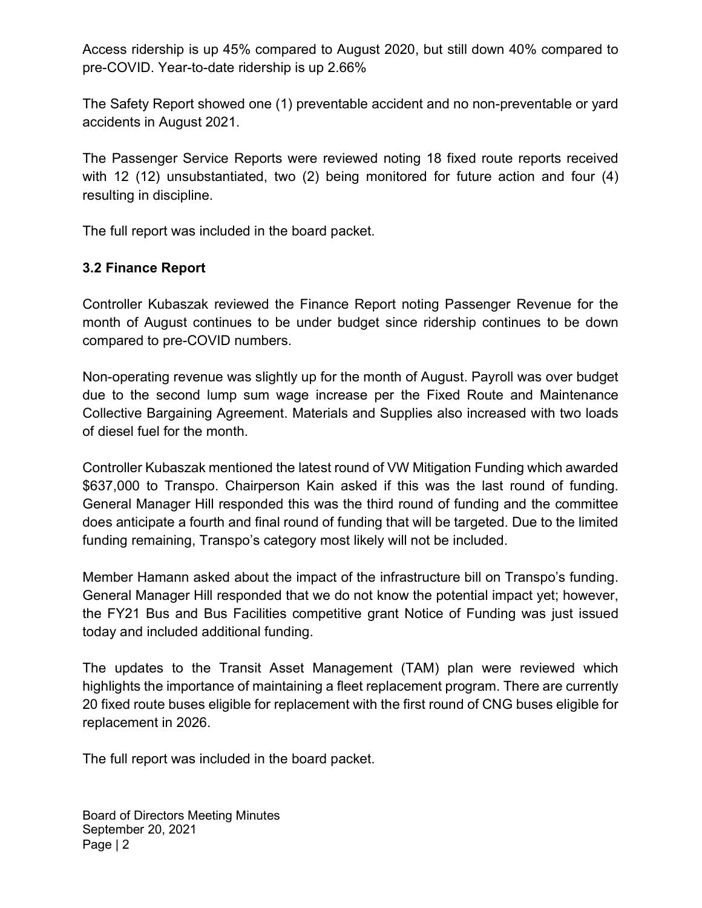Access ridership is up 45% compared to August 2020, but still down 40% compared to pre-COVID. Year-to-date ridership is up 2.66%

The Safety Report showed one (1) preventable accident and no non-preventable or yard accidents in August 2021.

The Passenger Service Reports were reviewed noting 18 fixed route reports received with 12 (12) unsubstantiated, two (2) being monitored for future action and four (4) resulting in discipline.

The full report was included in the board packet.

### 3.2 Finance Report

Controller Kubaszak reviewed the Finance Report noting Passenger Revenue for the month of August continues to be under budget since ridership continues to be down compared to pre-COVID numbers.

Non-operating revenue was slightly up for the month of August. Payroll was over budget due to the second lump sum wage increase per the Fixed Route and Maintenance Collective Bargaining Agreement. Materials and Supplies also increased with two loads of diesel fuel for the month.

Controller Kubaszak mentioned the latest round of VW Mitigation Funding which awarded $637,000 to Transpo. Chairperson Kain asked if this was the last round of funding. General Manager Hill responded this was the third round of funding and the committee does anticipate a fourth and final round of funding that will be targeted. Due to the limited funding remaining, Transpo's category most likely will not be included.

Member Hamann asked about the impact of the infrastructure bill on Transpo's funding. General Manager Hill responded that we do not know the potential impact yet; however, the FY21 Bus and Bus Facilities competitive grant Notice of Funding was just issued today and included additional funding.

The updates to the Transit Asset Management (TAM) plan were reviewed which highlights the importance of maintaining a fleet replacement program. There are currently 20 fixed route buses eligible for replacement with the first round of CNG buses eligible for replacement in 2026.

The full report was included in the board packet.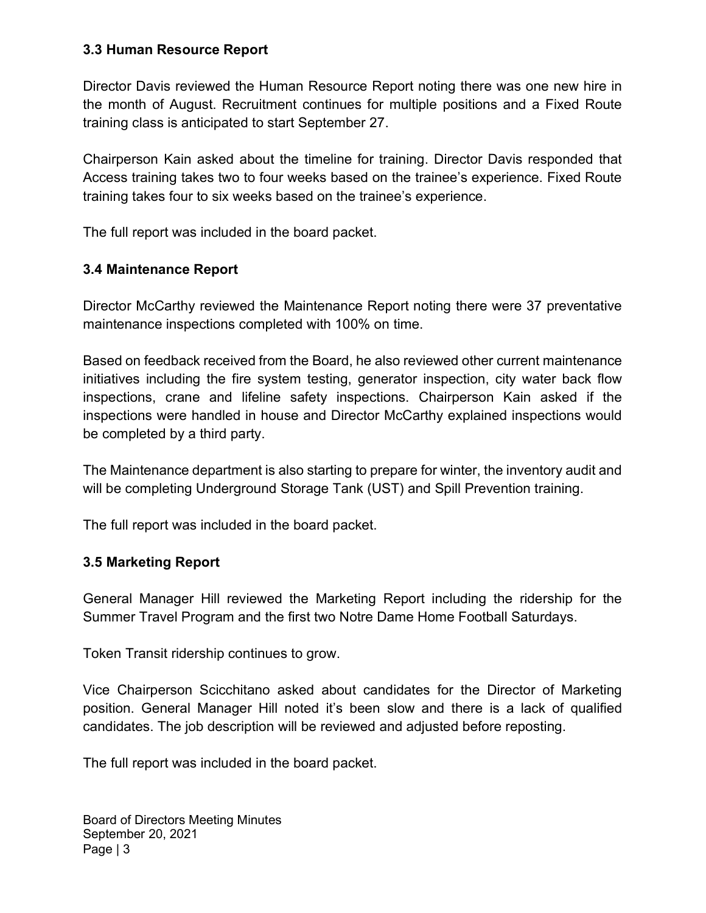### 3.3 Human Resource Report

Director Davis reviewed the Human Resource Report noting there was one new hire in the month of August. Recruitment continues for multiple positions and a Fixed Route training class is anticipated to start September 27.

Chairperson Kain asked about the timeline for training. Director Davis responded that Access training takes two to four weeks based on the trainee's experience. Fixed Route training takes four to six weeks based on the trainee's experience.

The full report was included in the board packet.

### 3.4 Maintenance Report

Director McCarthy reviewed the Maintenance Report noting there were 37 preventative maintenance inspections completed with 100% on time.

Based on feedback received from the Board, he also reviewed other current maintenance initiatives including the fire system testing, generator inspection, city water back flow inspections, crane and lifeline safety inspections. Chairperson Kain asked if the inspections were handled in house and Director McCarthy explained inspections would be completed by a third party.

The Maintenance department is also starting to prepare for winter, the inventory audit and will be completing Underground Storage Tank (UST) and Spill Prevention training.

The full report was included in the board packet.

### 3.5 Marketing Report

General Manager Hill reviewed the Marketing Report including the ridership for the Summer Travel Program and the first two Notre Dame Home Football Saturdays.

Token Transit ridership continues to grow.

Vice Chairperson Scicchitano asked about candidates for the Director of Marketing position. General Manager Hill noted it's been slow and there is a lack of qualified candidates. The job description will be reviewed and adjusted before reposting.

The full report was included in the board packet.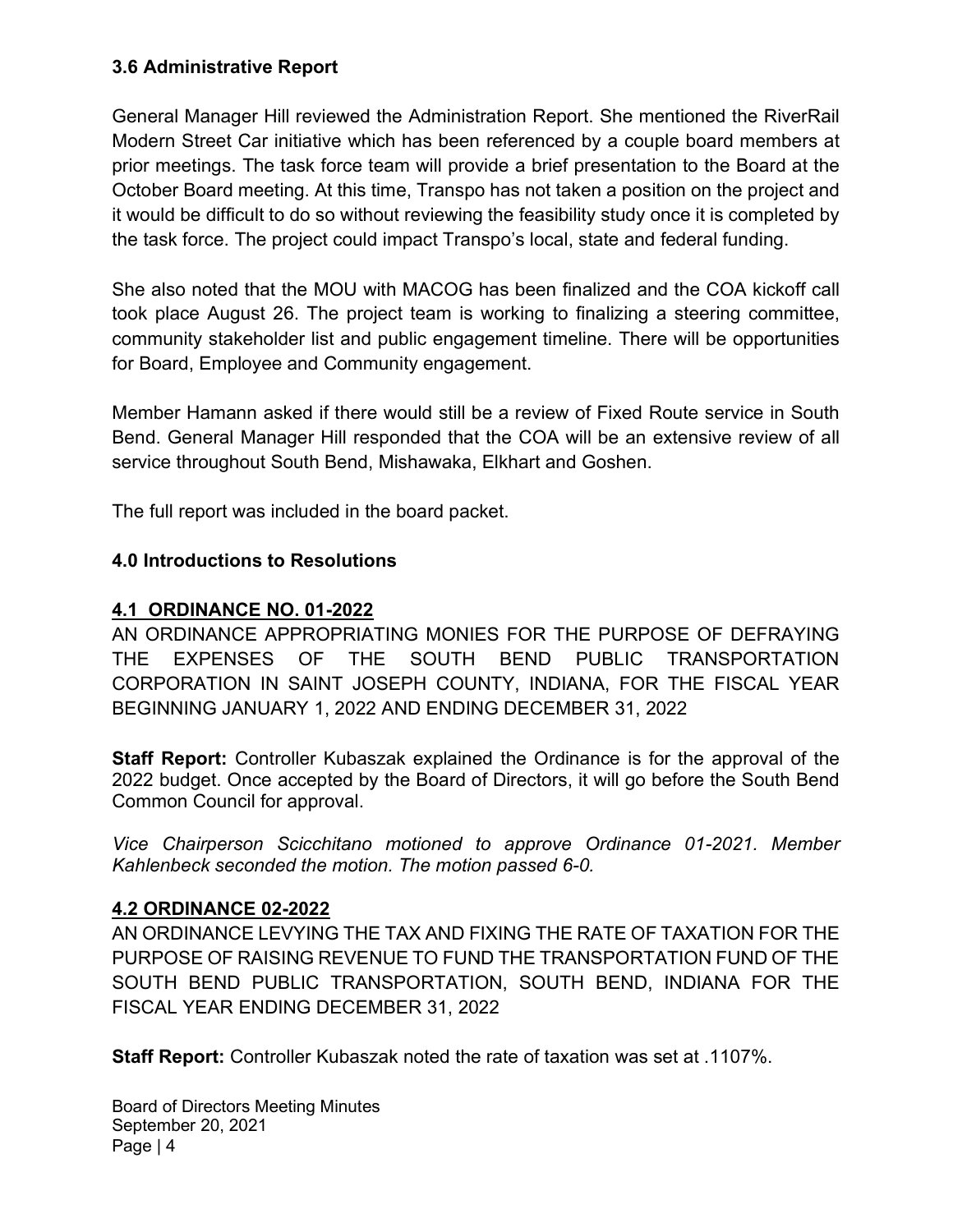### 3.6 Administrative Report

General Manager Hill reviewed the Administration Report. She mentioned the RiverRail Modern Street Car initiative which has been referenced by a couple board members at prior meetings. The task force team will provide a brief presentation to the Board at the October Board meeting. At this time, Transpo has not taken a position on the project and it would be difficult to do so without reviewing the feasibility study once it is completed by the task force. The project could impact Transpo's local, state and federal funding.

She also noted that the MOU with MACOG has been finalized and the COA kickoff call took place August 26. The project team is working to finalizing a steering committee, community stakeholder list and public engagement timeline. There will be opportunities for Board, Employee and Community engagement.

Member Hamann asked if there would still be a review of Fixed Route service in South Bend. General Manager Hill responded that the COA will be an extensive review of all service throughout South Bend, Mishawaka, Elkhart and Goshen.

The full report was included in the board packet.

### 4.0 Introductions to Resolutions

#### 4.1 ORDINANCE NO. 01-2022

AN ORDINANCE APPROPRIATING MONIES FOR THE PURPOSE OF DEFRAYING THE EXPENSES OF THE SOUTH BEND PUBLIC TRANSPORTATION CORPORATION IN SAINT JOSEPH COUNTY, INDIANA, FOR THE FISCAL YEAR BEGINNING JANUARY 1, 2022 AND ENDING DECEMBER 31, 2022

**Staff Report:** Controller Kubaszak explained the Ordinance is for the approval of the 2022 budget. Once accepted by the Board of Directors, it will go before the South Bend Common Council for approval.

*Vice Chairperson Scicchitano motioned to approve Ordinance 01-2021. Member Kahlenbeck seconded the motion. The motion passed 6-0.*

#### 4.2 ORDINANCE 02-2022

AN ORDINANCE LEVYING THE TAX AND FIXING THE RATE OF TAXATION FOR THE PURPOSE OF RAISING REVENUE TO FUND THE TRANSPORTATION FUND OF THE SOUTH BEND PUBLIC TRANSPORTATION, SOUTH BEND, INDIANA FOR THE FISCAL YEAR ENDING DECEMBER 31, 2022

**Staff Report:** Controller Kubaszak noted the rate of taxation was set at .1107%.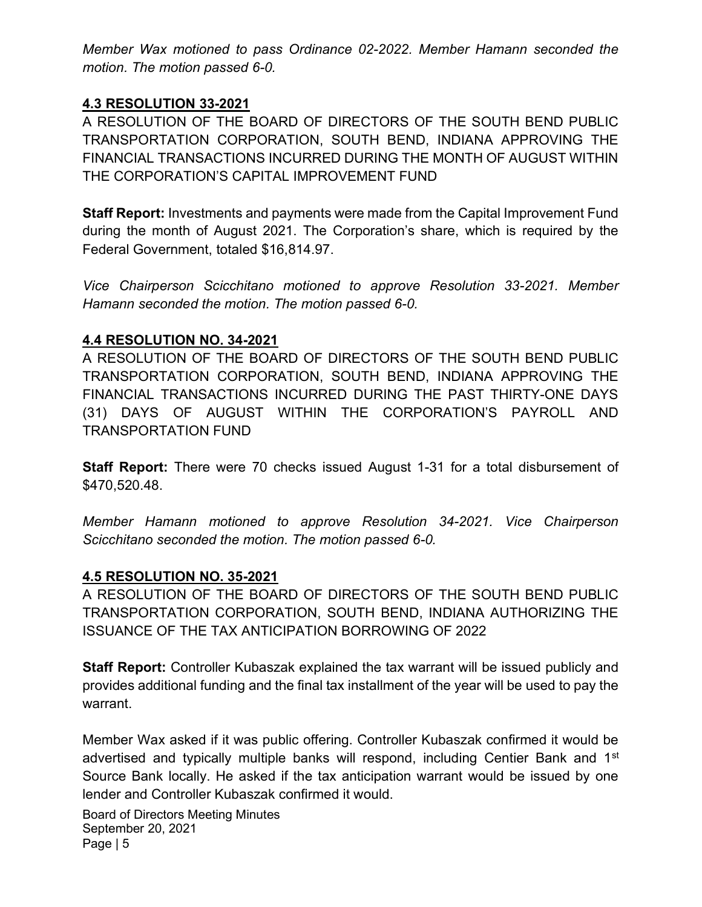*Member Wax motioned to pass Ordinance 02-2022. Member Hamann seconded the motion. The motion passed 6-0.*

## 4.3 RESOLUTION 33-2021

A RESOLUTION OF THE BOARD OF DIRECTORS OF THE SOUTH BEND PUBLIC TRANSPORTATION CORPORATION, SOUTH BEND, INDIANA APPROVING THE FINANCIAL TRANSACTIONS INCURRED DURING THE MONTH OF AUGUST WITHIN THE CORPORATION'S CAPITAL IMPROVEMENT FUND

**Staff Report:** Investments and payments were made from the Capital Improvement Fund during the month of August 2021. The Corporation's share, which is required by the Federal Government, totaled $16,814.97.

*Vice Chairperson Scicchitano motioned to approve Resolution 33-2021. Member Hamann seconded the motion. The motion passed 6-0.*

## 4.4 RESOLUTION NO. 34-2021

A RESOLUTION OF THE BOARD OF DIRECTORS OF THE SOUTH BEND PUBLIC TRANSPORTATION CORPORATION, SOUTH BEND, INDIANA APPROVING THE FINANCIAL TRANSACTIONS INCURRED DURING THE PAST THIRTY-ONE DAYS (31) DAYS OF AUGUST WITHIN THE CORPORATION'S PAYROLL AND TRANSPORTATION FUND

**Staff Report:** There were 70 checks issued August 1-31 for a total disbursement of $470,520.48.

*Member Hamann motioned to approve Resolution 34-2021. Vice Chairperson Scicchitano seconded the motion. The motion passed 6-0.*

## 4.5 RESOLUTION NO. 35-2021

A RESOLUTION OF THE BOARD OF DIRECTORS OF THE SOUTH BEND PUBLIC TRANSPORTATION CORPORATION, SOUTH BEND, INDIANA AUTHORIZING THE ISSUANCE OF THE TAX ANTICIPATION BORROWING OF 2022

**Staff Report:** Controller Kubaszak explained the tax warrant will be issued publicly and provides additional funding and the final tax installment of the year will be used to pay the warrant.

Member Wax asked if it was public offering. Controller Kubaszak confirmed it would be advertised and typically multiple banks will respond, including Centier Bank and 1st Source Bank locally. He asked if the tax anticipation warrant would be issued by one lender and Controller Kubaszak confirmed it would.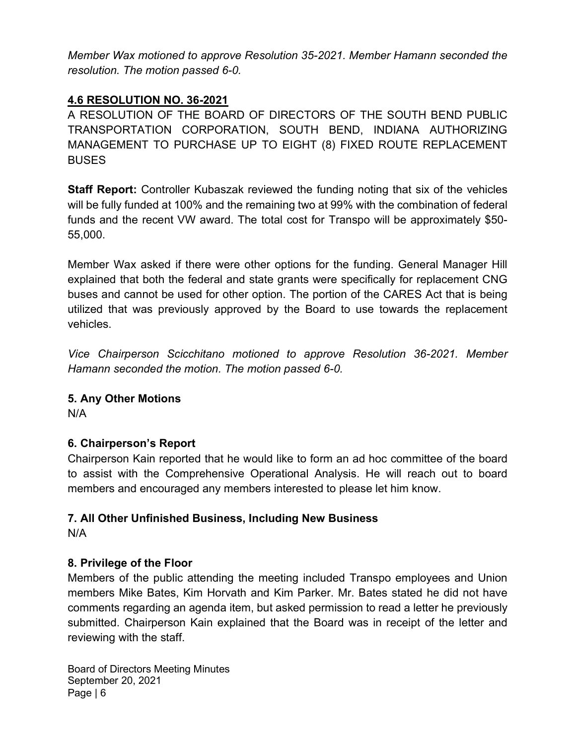*Member Wax motioned to approve Resolution 35-2021. Member Hamann seconded the resolution. The motion passed 6-0.*

## 4.6 RESOLUTION NO. 36-2021

A RESOLUTION OF THE BOARD OF DIRECTORS OF THE SOUTH BEND PUBLIC TRANSPORTATION CORPORATION, SOUTH BEND, INDIANA AUTHORIZING MANAGEMENT TO PURCHASE UP TO EIGHT (8) FIXED ROUTE REPLACEMENT BUSES

**Staff Report:** Controller Kubaszak reviewed the funding noting that six of the vehicles will be fully funded at 100% and the remaining two at 99% with the combination of federal funds and the recent VW award. The total cost for Transpo will be approximately $50-55,000.

Member Wax asked if there were other options for the funding. General Manager Hill explained that both the federal and state grants were specifically for replacement CNG buses and cannot be used for other option. The portion of the CARES Act that is being utilized that was previously approved by the Board to use towards the replacement vehicles.

*Vice Chairperson Scicchitano motioned to approve Resolution 36-2021. Member Hamann seconded the motion. The motion passed 6-0.*

## 5. Any Other Motions

N/A

## 6. Chairperson's Report

Chairperson Kain reported that he would like to form an ad hoc committee of the board to assist with the Comprehensive Operational Analysis. He will reach out to board members and encouraged any members interested to please let him know.

## 7. All Other Unfinished Business, Including New Business

N/A

## 8. Privilege of the Floor

Members of the public attending the meeting included Transpo employees and Union members Mike Bates, Kim Horvath and Kim Parker. Mr. Bates stated he did not have comments regarding an agenda item, but asked permission to read a letter he previously submitted. Chairperson Kain explained that the Board was in receipt of the letter and reviewing with the staff.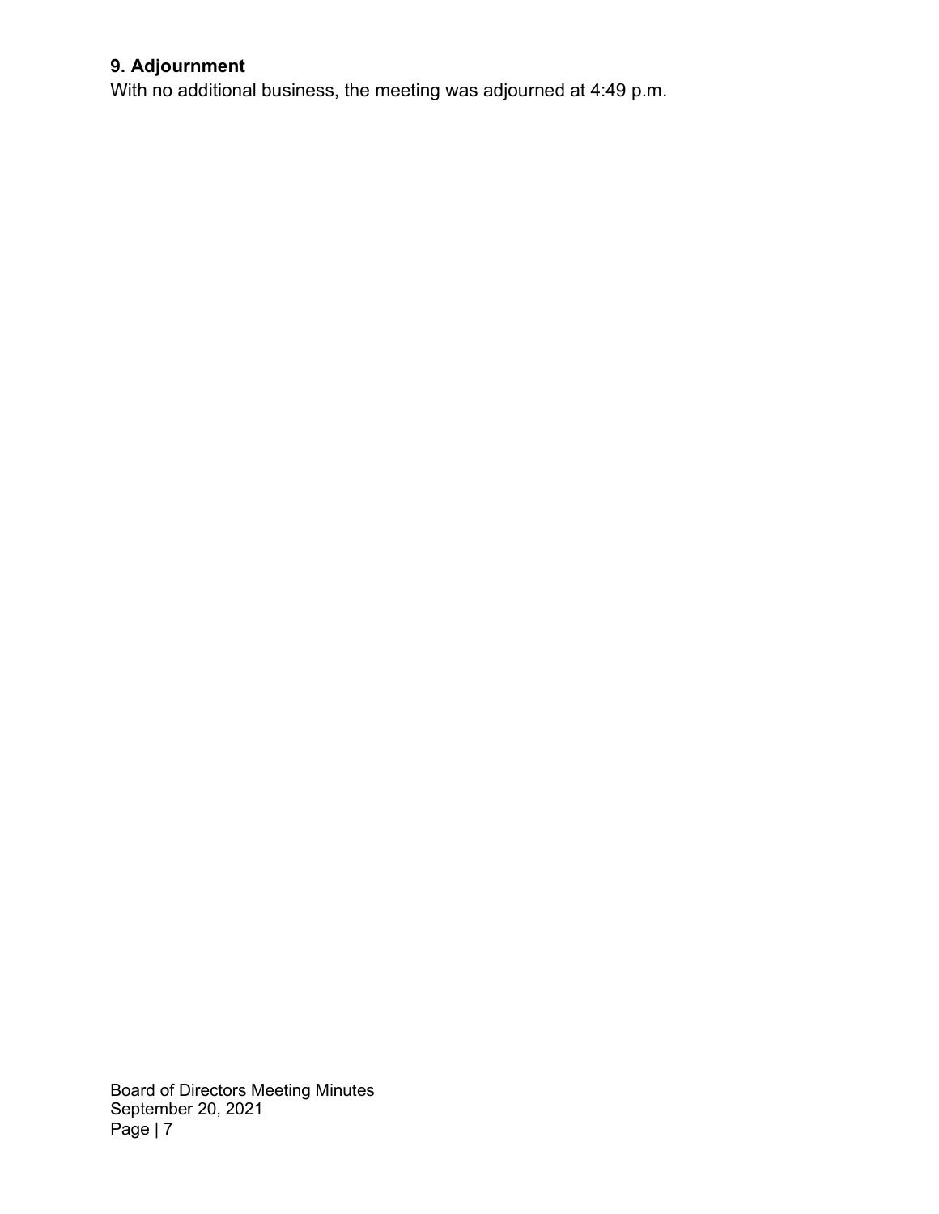### 9. Adjournment

With no additional business, the meeting was adjourned at 4:49 p.m.